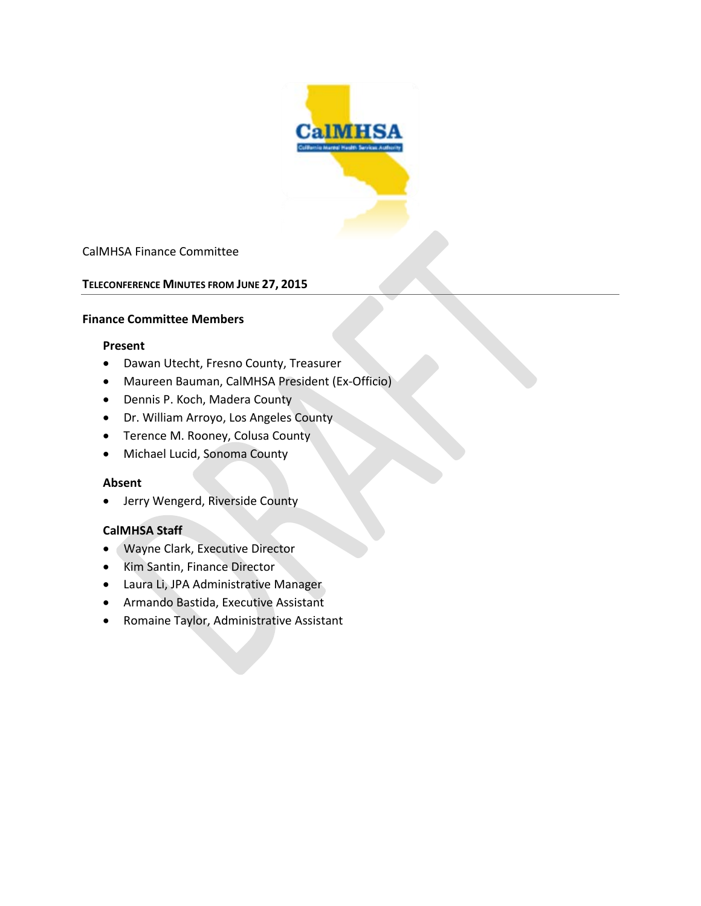CalMHSA Finance Committee

## TELECONFERENCE MINUTES FROM JUNE 27, 2015

### Finance Committee Members

**Present**

- Dawan Utecht, Fresno County, Treasurer
- Maureen Bauman, CalMHSA President (Ex-Officio)
- Dennis P. Koch, Madera County
- Dr. William Arroyo, Los Angeles County
- Terence M. Rooney, Colusa County
- Michael Lucid, Sonoma County

**Absent**

- Jerry Wengerd, Riverside County

**CalMHSA Staff**

- Wayne Clark, Executive Director
- Kim Santin, Finance Director
- Laura Li, JPA Administrative Manager
- Armando Bastida, Executive Assistant
- Romaine Taylor, Administrative Assistant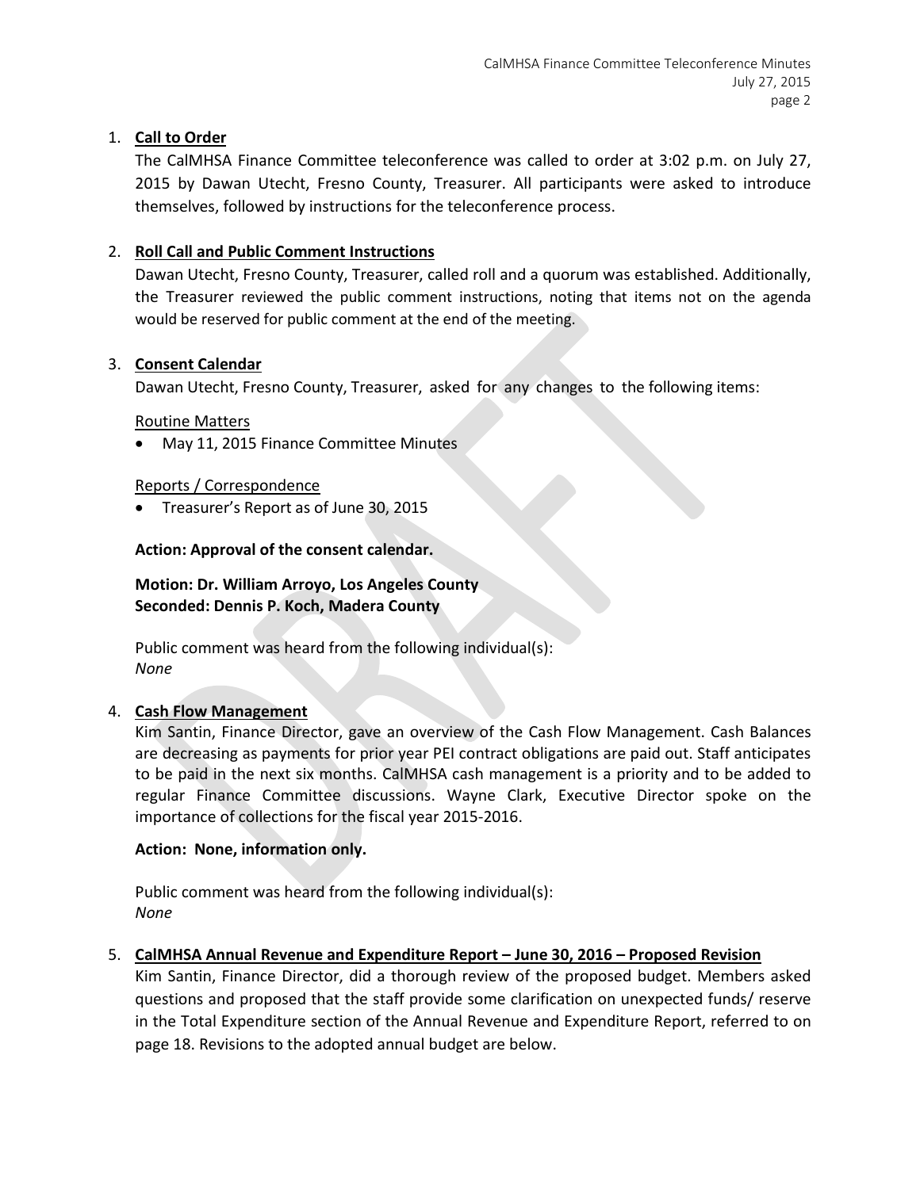1. **Call to Order**

   The CalMHSA Finance Committee teleconference was called to order at 3:02 p.m. on July 27, 2015 by Dawan Utecht, Fresno County, Treasurer. All participants were asked to introduce themselves, followed by instructions for the teleconference process.

2. **Roll Call and Public Comment Instructions**

   Dawan Utecht, Fresno County, Treasurer, called roll and a quorum was established. Additionally, the Treasurer reviewed the public comment instructions, noting that items not on the agenda would be reserved for public comment at the end of the meeting.

3. **Consent Calendar**

   Dawan Utecht, Fresno County, Treasurer, asked for any changes to the following items:

   Routine Matters

   - May 11, 2015 Finance Committee Minutes

   Reports / Correspondence

   - Treasurer's Report as of June 30, 2015

   **Action: Approval of the consent calendar.**

   **Motion: Dr. William Arroyo, Los Angeles County**
   **Seconded: Dennis P. Koch, Madera County**

   Public comment was heard from the following individual(s):
   *None*

4. **Cash Flow Management**

   Kim Santin, Finance Director, gave an overview of the Cash Flow Management. Cash Balances are decreasing as payments for prior year PEI contract obligations are paid out. Staff anticipates to be paid in the next six months. CalMHSA cash management is a priority and to be added to regular Finance Committee discussions. Wayne Clark, Executive Director spoke on the importance of collections for the fiscal year 2015-2016.

   **Action: None, information only.**

   Public comment was heard from the following individual(s):
   *None*

5. **CalMHSA Annual Revenue and Expenditure Report – June 30, 2016 – Proposed Revision**

   Kim Santin, Finance Director, did a thorough review of the proposed budget. Members asked questions and proposed that the staff provide some clarification on unexpected funds/ reserve in the Total Expenditure section of the Annual Revenue and Expenditure Report, referred to on page 18. Revisions to the adopted annual budget are below.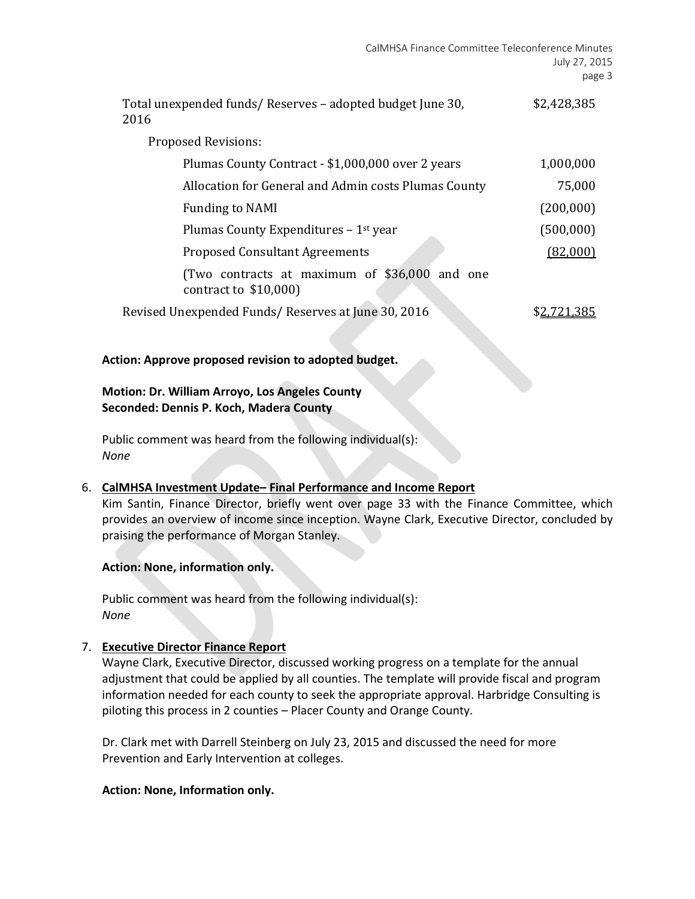| | |
|---|---|
| Total unexpended funds/ Reserves – adopted budget June 30, 2016 | $2,428,385 |
| Proposed Revisions: | |
| Plumas County Contract - $1,000,000 over 2 years | 1,000,000 |
| Allocation for General and Admin costs Plumas County | 75,000 |
| Funding to NAMI | (200,000) |
| Plumas County Expenditures – 1st year | (500,000) |
| Proposed Consultant Agreements | (82,000) |
| (Two contracts at maximum of $36,000 and one contract to $10,000) | |
| Revised Unexpended Funds/ Reserves at June 30, 2016 | $2,721,385 |

**Action: Approve proposed revision to adopted budget.**

**Motion: Dr. William Arroyo, Los Angeles County**
**Seconded: Dennis P. Koch, Madera County**

Public comment was heard from the following individual(s):
*None*

6. **CalMHSA Investment Update– Final Performance and Income Report**
   Kim Santin, Finance Director, briefly went over page 33 with the Finance Committee, which provides an overview of income since inception. Wayne Clark, Executive Director, concluded by praising the performance of Morgan Stanley.

   **Action: None, information only.**

   Public comment was heard from the following individual(s):
   *None*

7. **Executive Director Finance Report**
   Wayne Clark, Executive Director, discussed working progress on a template for the annual adjustment that could be applied by all counties. The template will provide fiscal and program information needed for each county to seek the appropriate approval. Harbridge Consulting is piloting this process in 2 counties – Placer County and Orange County.

   Dr. Clark met with Darrell Steinberg on July 23, 2015 and discussed the need for more Prevention and Early Intervention at colleges.

   **Action: None, Information only.**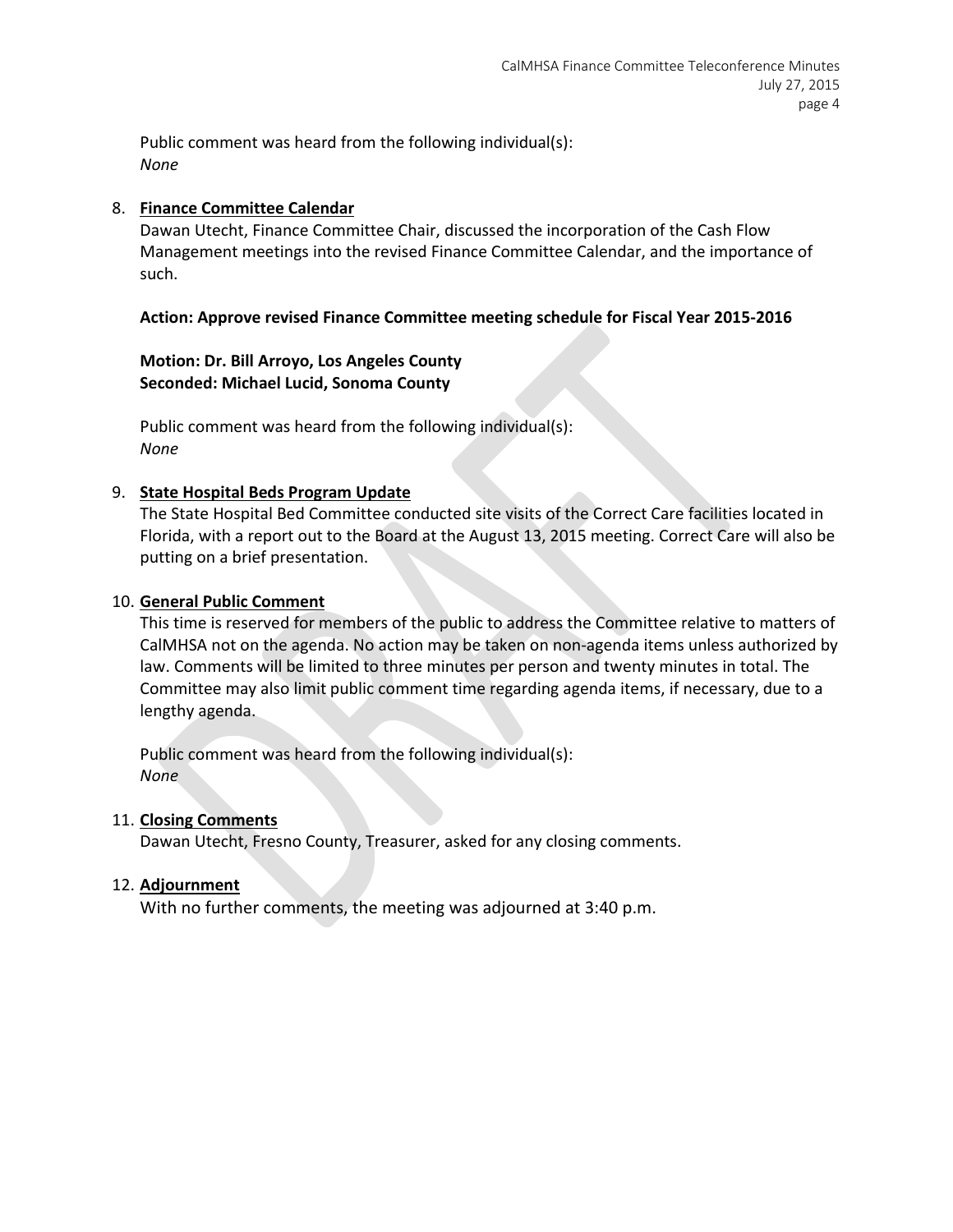Public comment was heard from the following individual(s):
*None*

8. **Finance Committee Calendar**
   Dawan Utecht, Finance Committee Chair, discussed the incorporation of the Cash Flow Management meetings into the revised Finance Committee Calendar, and the importance of such.

   **Action: Approve revised Finance Committee meeting schedule for Fiscal Year 2015-2016**

   **Motion: Dr. Bill Arroyo, Los Angeles County**
   **Seconded: Michael Lucid, Sonoma County**

   Public comment was heard from the following individual(s):
   *None*

9. **State Hospital Beds Program Update**
   The State Hospital Bed Committee conducted site visits of the Correct Care facilities located in Florida, with a report out to the Board at the August 13, 2015 meeting. Correct Care will also be putting on a brief presentation.

10. **General Public Comment**
    This time is reserved for members of the public to address the Committee relative to matters of CalMHSA not on the agenda. No action may be taken on non-agenda items unless authorized by law. Comments will be limited to three minutes per person and twenty minutes in total. The Committee may also limit public comment time regarding agenda items, if necessary, due to a lengthy agenda.

    Public comment was heard from the following individual(s):
    *None*

11. **Closing Comments**
    Dawan Utecht, Fresno County, Treasurer, asked for any closing comments.

12. **Adjournment**
    With no further comments, the meeting was adjourned at 3:40 p.m.